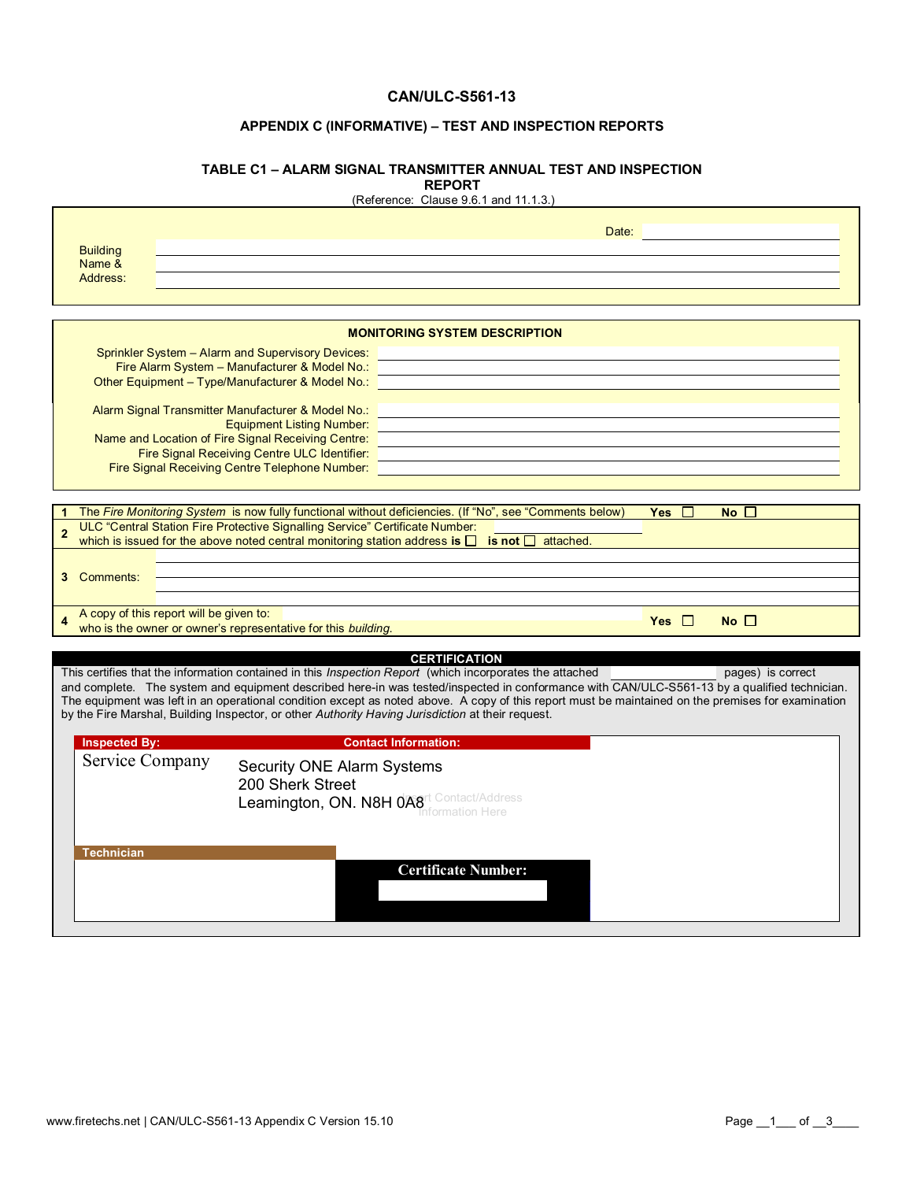# CAN/ULC-S561-13

## APPENDIX C (INFORMATIVE) – TEST AND INSPECTION REPORTS

### TABLE C1 – ALARM SIGNAL TRANSMITTER ANNUAL TEST AND INSPECTION REPORT

(Reference: Clause 9.6.1 and 11.1.3.)

Date: ____________________

Building Name & Address: ____________________

**MONITORING SYSTEM DESCRIPTION**

Sprinkler System – Alarm and Supervisory Devices: ____________________
Fire Alarm System – Manufacturer & Model No.: ____________________
Other Equipment – Type/Manufacturer & Model No.: ____________________

Alarm Signal Transmitter Manufacturer & Model No.: ____________________
Equipment Listing Number: ____________________
Name and Location of Fire Signal Receiving Centre: ____________________
Fire Signal Receiving Centre ULC Identifier: ____________________
Fire Signal Receiving Centre Telephone Number: ____________________

| | | | |
|---|---|---|---|
| 1 | The *Fire Monitoring System* is now fully functional without deficiencies. (If "No", see "Comments below) | Yes ☐ | No ☐ |
| 2 | ULC "Central Station Fire Protective Signalling Service" Certificate Number: ____________ which is issued for the above noted central monitoring station address **is** ☐ **is not** ☐ attached. | | |
| 3 | Comments: | | |
| 4 | A copy of this report will be given to: ____________ who is the owner or owner's representative for this *building*. | Yes ☐ | No ☐ |

**CERTIFICATION**

This certifies that the information contained in this *Inspection Report* (which incorporates the attached ____________ pages) is correct and complete. The system and equipment described here-in was tested/inspected in conformance with CAN/ULC-S561-13 by a qualified technician. The equipment was left in an operational condition except as noted above. A copy of this report must be maintained on the premises for examination by the Fire Marshal, Building Inspector, or other *Authority Having Jurisdiction* at their request.

| Inspected By: | Contact Information: |
|---|---|
| Service Company | Security ONE Alarm Systems<br>200 Sherk Street<br>Leamington, ON. N8H 0A8 |

| Technician | Certificate Number: |
|---|---|
| | |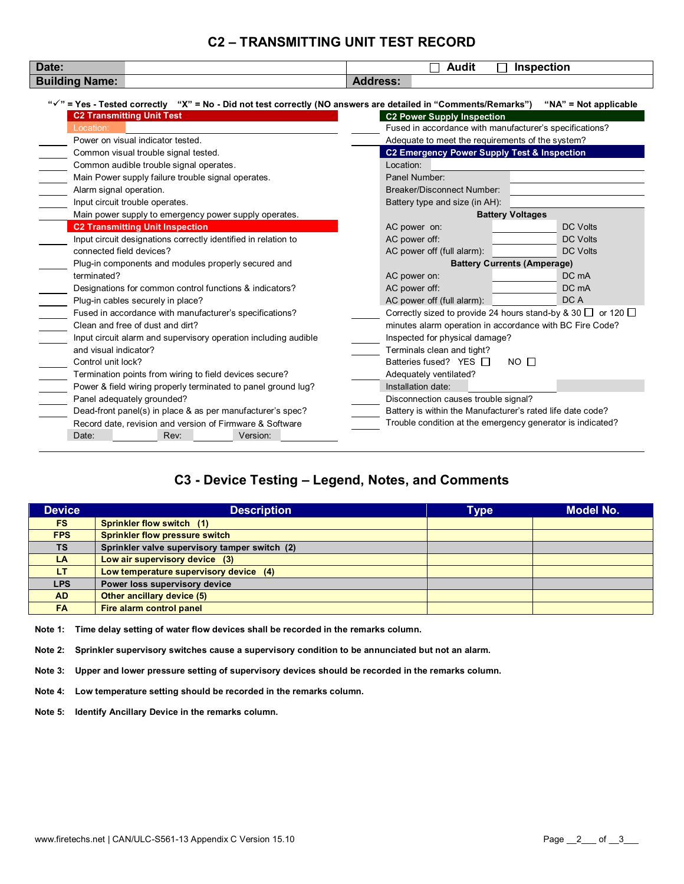# C2 – TRANSMITTING UNIT TEST RECORD

| Date: | | ☐ Audit ☐ Inspection |
|---|---|---|
| Building Name: | | Address: |

"✓" = Yes - Tested correctly "X" = No - Did not test correctly (NO answers are detailed in "Comments/Remarks") "NA" = Not applicable

## C2 Transmitting Unit Test

Location:

- ____ Power on visual indicator tested.
- ____ Common visual trouble signal tested.
- ____ Common audible trouble signal operates.
- ____ Main Power supply failure trouble signal operates.
- ____ Alarm signal operation.
- ____ Input circuit trouble operates.
- ____ Main power supply to emergency power supply operates.

## C2 Transmitting Unit Inspection

- ____ Input circuit designations correctly identified in relation to connected field devices?
- ____ Plug-in components and modules properly secured and terminated?
- ____ Designations for common control functions & indicators?
- ____ Plug-in cables securely in place?
- ____ Fused in accordance with manufacturer's specifications?
- ____ Clean and free of dust and dirt?
- ____ Input circuit alarm and supervisory operation including audible and visual indicator?
- ____ Control unit lock?
- ____ Termination points from wiring to field devices secure?
- ____ Power & field wiring properly terminated to panel ground lug?
- ____ Panel adequately grounded?
- ____ Dead-front panel(s) in place & as per manufacturer's spec?
- ____ Record date, revision and version of Firmware & Software

Date: ________ Rev: ________ Version: ________

## C2 Power Supply Inspection

- ____ Fused in accordance with manufacturer's specifications?
- ____ Adequate to meet the requirements of the system?

## C2 Emergency Power Supply Test & Inspection

Location: ________

Panel Number: ________

Breaker/Disconnect Number: ________

Battery type and size (in AH): ________

**Battery Voltages**

| | | |
|---|---|---|
| AC power on: | | DC Volts |
| AC power off: | | DC Volts |
| AC power off (full alarm): | | DC Volts |

**Battery Currents (Amperage)**

| | | |
|---|---|---|
| AC power on: | | DC mA |
| AC power off: | | DC mA |
| AC power off (full alarm): | | DC A |

- ____ Correctly sized to provide 24 hours stand-by & 30 ☐ or 120 ☐ minutes alarm operation in accordance with BC Fire Code?
- ____ Inspected for physical damage?
- ____ Terminals clean and tight?
- ____ Batteries fused? YES ☐ NO ☐
- ____ Adequately ventilated?
- Installation date: ________
- ____ Disconnection causes trouble signal?
- ____ Battery is within the Manufacturer's rated life date code?
- ____ Trouble condition at the emergency generator is indicated?

# C3 - Device Testing – Legend, Notes, and Comments

| Device | Description | Type | Model No. |
|---|---|---|---|
| FS | Sprinkler flow switch (1) | | |
| FPS | Sprinkler flow pressure switch | | |
| TS | Sprinkler valve supervisory tamper switch (2) | | |
| LA | Low air supervisory device (3) | | |
| LT | Low temperature supervisory device (4) | | |
| LPS | Power loss supervisory device | | |
| AD | Other ancillary device (5) | | |
| FA | Fire alarm control panel | | |

**Note 1: Time delay setting of water flow devices shall be recorded in the remarks column.**

**Note 2: Sprinkler supervisory switches cause a supervisory condition to be annunciated but not an alarm.**

**Note 3: Upper and lower pressure setting of supervisory devices should be recorded in the remarks column.**

**Note 4: Low temperature setting should be recorded in the remarks column.**

**Note 5: Identify Ancillary Device in the remarks column.**

www.firetechs.net | CAN/ULC-S561-13 Appendix C Version 15.10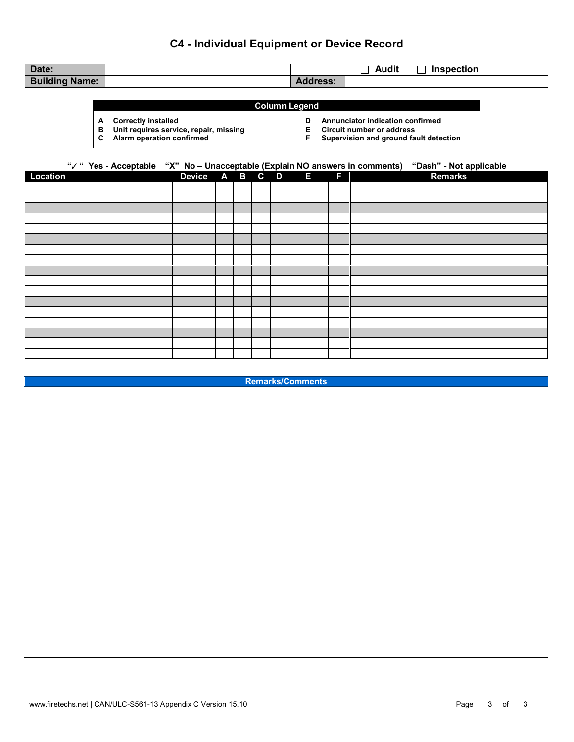# C4 - Individual Equipment or Device Record

| | | | |
|---|---|---|---|
| **Date:** | | ☐ **Audit** ☐ **Inspection** | |
| **Building Name:** | | **Address:** | |

| Column Legend | |
|---|---|
| **A** Correctly installed | **D** Annunciator indication confirmed |
| **B** Unit requires service, repair, missing | **E** Circuit number or address |
| **C** Alarm operation confirmed | **F** Supervision and ground fault detection |

**"✓" Yes - Acceptable "X" No – Unacceptable (Explain NO answers in comments) "Dash" - Not applicable**

| Location | Device | A | B | C | D | E | F | Remarks |
|---|---|---|---|---|---|---|---|---|
| | | | | | | | | |
| | | | | | | | | |
| | | | | | | | | |
| | | | | | | | | |
| | | | | | | | | |
| | | | | | | | | |
| | | | | | | | | |
| | | | | | | | | |
| | | | | | | | | |
| | | | | | | | | |
| | | | | | | | | |
| | | | | | | | | |
| | | | | | | | | |
| | | | | | | | | |
| | | | | | | | | |
| | | | | | | | | |
| | | | | | | | | |

## Remarks/Comments

www.firetechs.net | CAN/ULC-S561-13 Appendix C Version 15.10